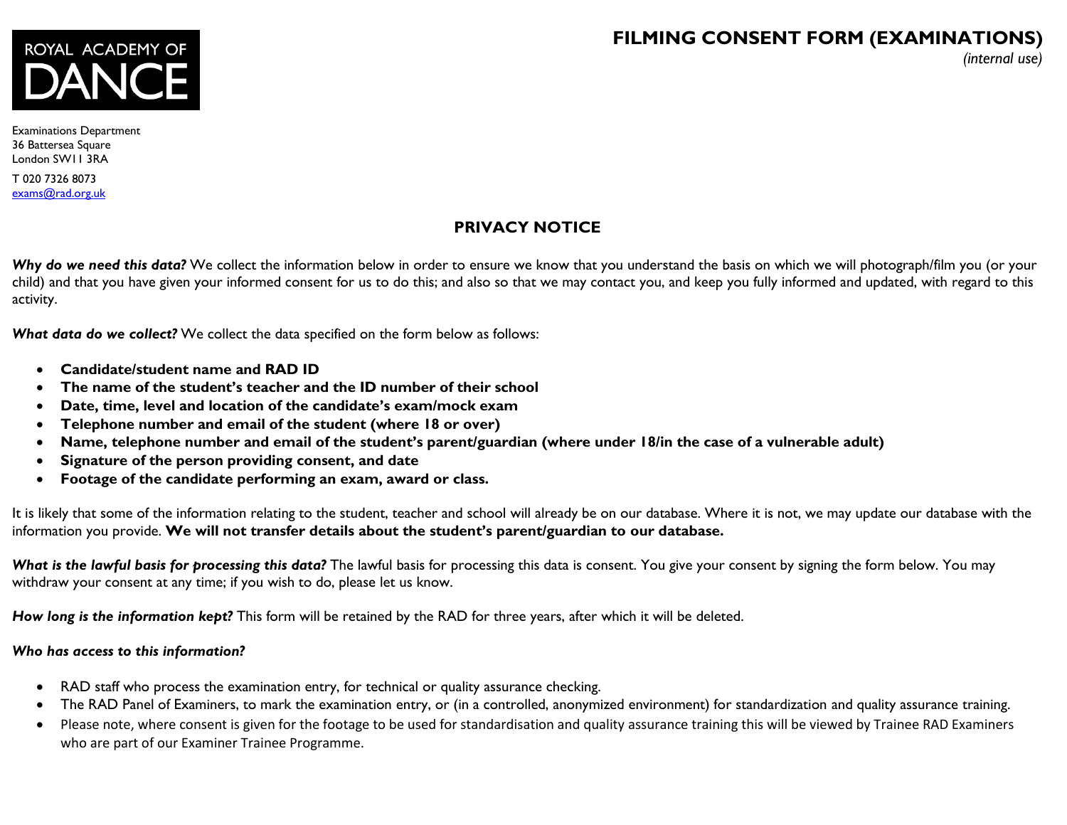ROYAL ACADEMY OF DANCE

# FILMING CONSENT FORM (EXAMINATIONS)

*(internal use)*

Examinations Department
36 Battersea Square
London SW11 3RA

T 020 7326 8073
exams@rad.org.uk

## PRIVACY NOTICE

***Why do we need this data?*** We collect the information below in order to ensure we know that you understand the basis on which we will photograph/film you (or your child) and that you have given your informed consent for us to do this; and also so that we may contact you, and keep you fully informed and updated, with regard to this activity.

***What data do we collect?*** We collect the data specified on the form below as follows:

- **Candidate/student name and RAD ID**
- **The name of the student's teacher and the ID number of their school**
- **Date, time, level and location of the candidate's exam/mock exam**
- **Telephone number and email of the student (where 18 or over)**
- **Name, telephone number and email of the student's parent/guardian (where under 18/in the case of a vulnerable adult)**
- **Signature of the person providing consent, and date**
- **Footage of the candidate performing an exam, award or class.**

It is likely that some of the information relating to the student, teacher and school will already be on our database. Where it is not, we may update our database with the information you provide. **We will not transfer details about the student's parent/guardian to our database.**

***What is the lawful basis for processing this data?*** The lawful basis for processing this data is consent. You give your consent by signing the form below. You may withdraw your consent at any time; if you wish to do, please let us know.

***How long is the information kept?*** This form will be retained by the RAD for three years, after which it will be deleted.

***Who has access to this information?***

- RAD staff who process the examination entry, for technical or quality assurance checking.
- The RAD Panel of Examiners, to mark the examination entry, or (in a controlled, anonymized environment) for standardization and quality assurance training.
- Please note, where consent is given for the footage to be used for standardisation and quality assurance training this will be viewed by Trainee RAD Examiners who are part of our Examiner Trainee Programme.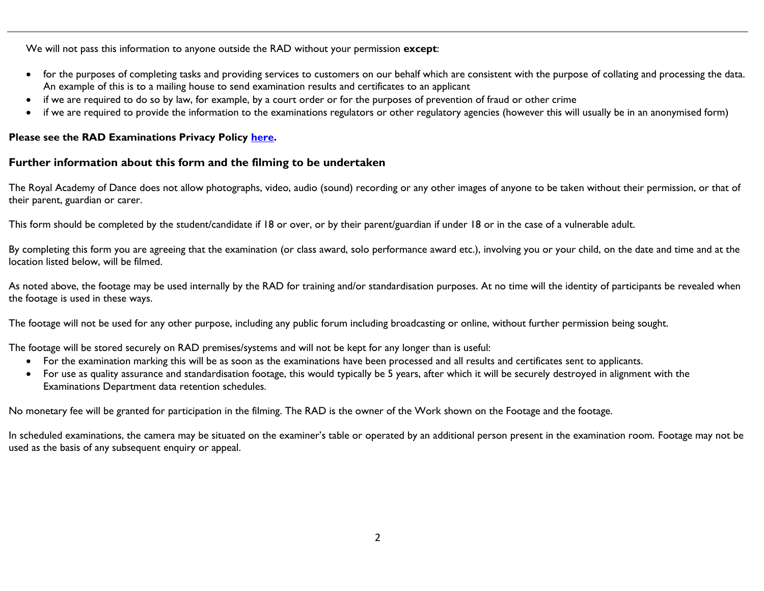We will not pass this information to anyone outside the RAD without your permission **except**:

- for the purposes of completing tasks and providing services to customers on our behalf which are consistent with the purpose of collating and processing the data. An example of this is to a mailing house to send examination results and certificates to an applicant
- if we are required to do so by law, for example, by a court order or for the purposes of prevention of fraud or other crime
- if we are required to provide the information to the examinations regulators or other regulatory agencies (however this will usually be in an anonymised form)

**Please see the RAD Examinations Privacy Policy here.**

## Further information about this form and the filming to be undertaken

The Royal Academy of Dance does not allow photographs, video, audio (sound) recording or any other images of anyone to be taken without their permission, or that of their parent, guardian or carer.

This form should be completed by the student/candidate if 18 or over, or by their parent/guardian if under 18 or in the case of a vulnerable adult.

By completing this form you are agreeing that the examination (or class award, solo performance award etc.), involving you or your child, on the date and time and at the location listed below, will be filmed.

As noted above, the footage may be used internally by the RAD for training and/or standardisation purposes. At no time will the identity of participants be revealed when the footage is used in these ways.

The footage will not be used for any other purpose, including any public forum including broadcasting or online, without further permission being sought.

The footage will be stored securely on RAD premises/systems and will not be kept for any longer than is useful:

- For the examination marking this will be as soon as the examinations have been processed and all results and certificates sent to applicants.
- For use as quality assurance and standardisation footage, this would typically be 5 years, after which it will be securely destroyed in alignment with the Examinations Department data retention schedules.

No monetary fee will be granted for participation in the filming. The RAD is the owner of the Work shown on the Footage and the footage.

In scheduled examinations, the camera may be situated on the examiner's table or operated by an additional person present in the examination room. Footage may not be used as the basis of any subsequent enquiry or appeal.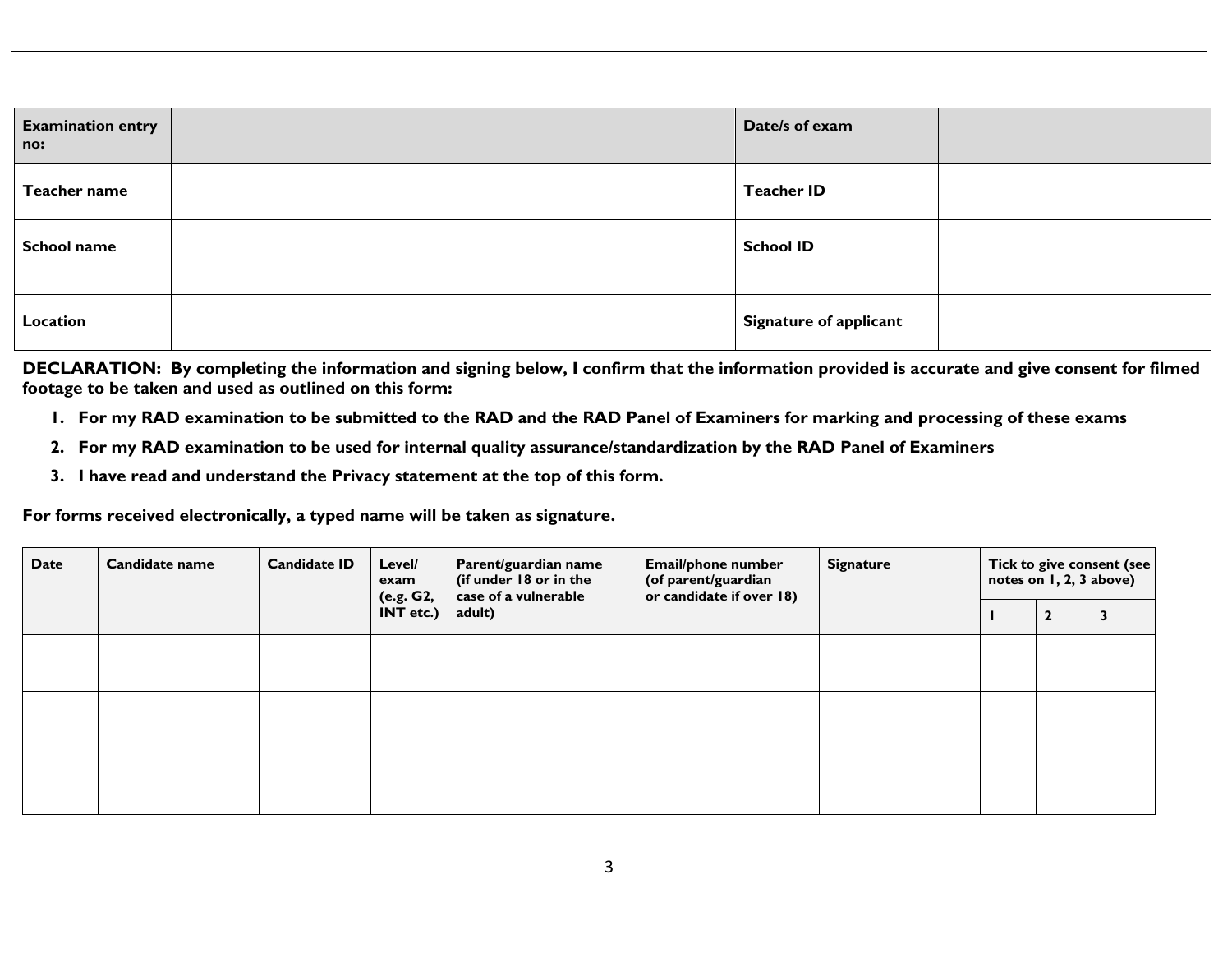| Examination entry no: | | Date/s of exam | |
|---|---|---|---|
| Teacher name | | Teacher ID | |
| School name | | School ID | |
| Location | | Signature of applicant | |

**DECLARATION: By completing the information and signing below, I confirm that the information provided is accurate and give consent for filmed footage to be taken and used as outlined on this form:**

1. **For my RAD examination to be submitted to the RAD and the RAD Panel of Examiners for marking and processing of these exams**
2. **For my RAD examination to be used for internal quality assurance/standardization by the RAD Panel of Examiners**
3. **I have read and understand the Privacy statement at the top of this form.**

**For forms received electronically, a typed name will be taken as signature.**

| Date | Candidate name | Candidate ID | Level/ exam (e.g. G2, INT etc.) | Parent/guardian name (if under 18 or in the case of a vulnerable adult) | Email/phone number (of parent/guardian or candidate if over 18) | Signature | Tick to give consent (see notes on 1, 2, 3 above) | | |
|---|---|---|---|---|---|---|---|---|---|
| | | | | | | | 1 | 2 | 3 |
| | | | | | | | | | |
| | | | | | | | | | |
| | | | | | | | | | |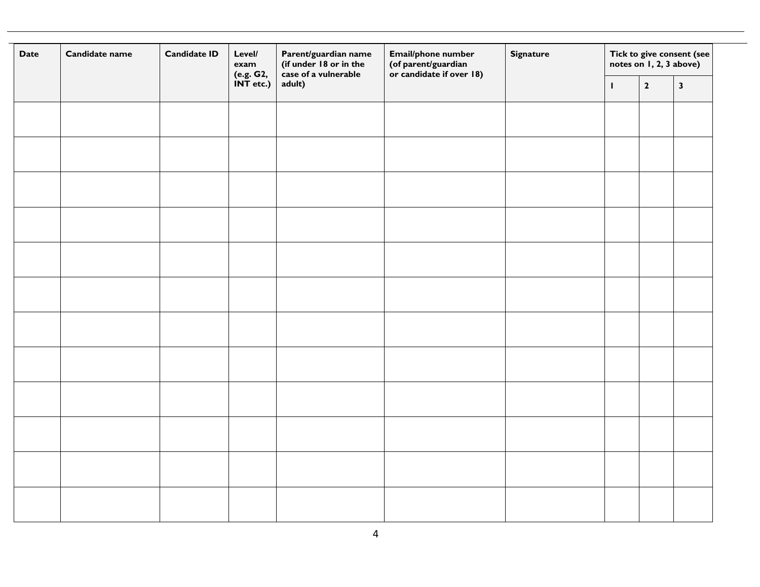| Date | Candidate name | Candidate ID | Level/ exam (e.g. G2, INT etc.) | Parent/guardian name (if under 18 or in the case of a vulnerable adult) | Email/phone number (of parent/guardian or candidate if over 18) | Signature | Tick to give consent (see notes on 1, 2, 3 above) | | |
|---|---|---|---|---|---|---|---|---|---|
| | | | | | | | 1 | 2 | 3 |
| | | | | | | | | | |
| | | | | | | | | | |
| | | | | | | | | | |
| | | | | | | | | | |
| | | | | | | | | | |
| | | | | | | | | | |
| | | | | | | | | | |
| | | | | | | | | | |
| | | | | | | | | | |
| | | | | | | | | | |
| | | | | | | | | | |
| | | | | | | | | | |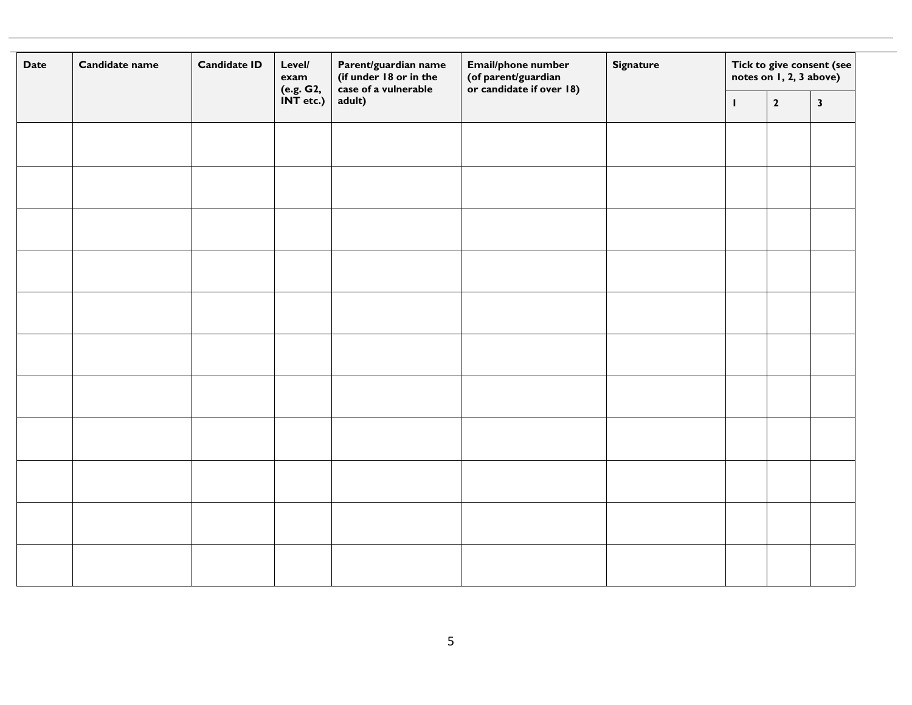| Date | Candidate name | Candidate ID | Level/ exam (e.g. G2, INT etc.) | Parent/guardian name (if under 18 or in the case of a vulnerable adult) | Email/phone number (of parent/guardian or candidate if over 18) | Signature | Tick to give consent (see notes on 1, 2, 3 above) | | |
|---|---|---|---|---|---|---|---|---|---|
| | | | | | | | 1 | 2 | 3 |
| | | | | | | | | | |
| | | | | | | | | | |
| | | | | | | | | | |
| | | | | | | | | | |
| | | | | | | | | | |
| | | | | | | | | | |
| | | | | | | | | | |
| | | | | | | | | | |
| | | | | | | | | | |
| | | | | | | | | | |
| | | | | | | | | | |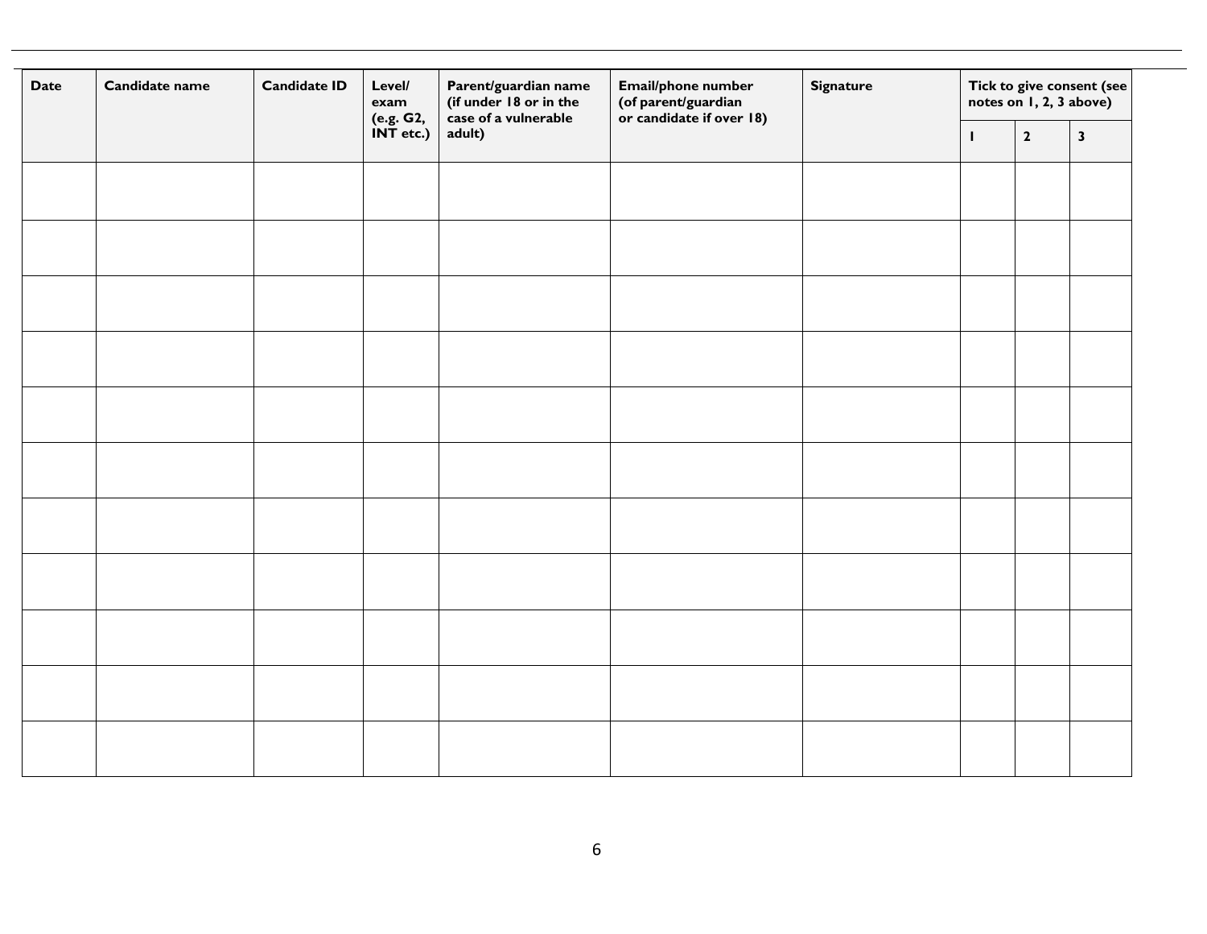| Date | Candidate name | Candidate ID | Level/ exam (e.g. G2, INT etc.) | Parent/guardian name (if under 18 or in the case of a vulnerable adult) | Email/phone number (of parent/guardian or candidate if over 18) | Signature | Tick to give consent (see notes on 1, 2, 3 above) | | |
|---|---|---|---|---|---|---|---|---|---|
| | | | | | | | 1 | 2 | 3 |
| | | | | | | | | | |
| | | | | | | | | | |
| | | | | | | | | | |
| | | | | | | | | | |
| | | | | | | | | | |
| | | | | | | | | | |
| | | | | | | | | | |
| | | | | | | | | | |
| | | | | | | | | | |
| | | | | | | | | | |
| | | | | | | | | | |